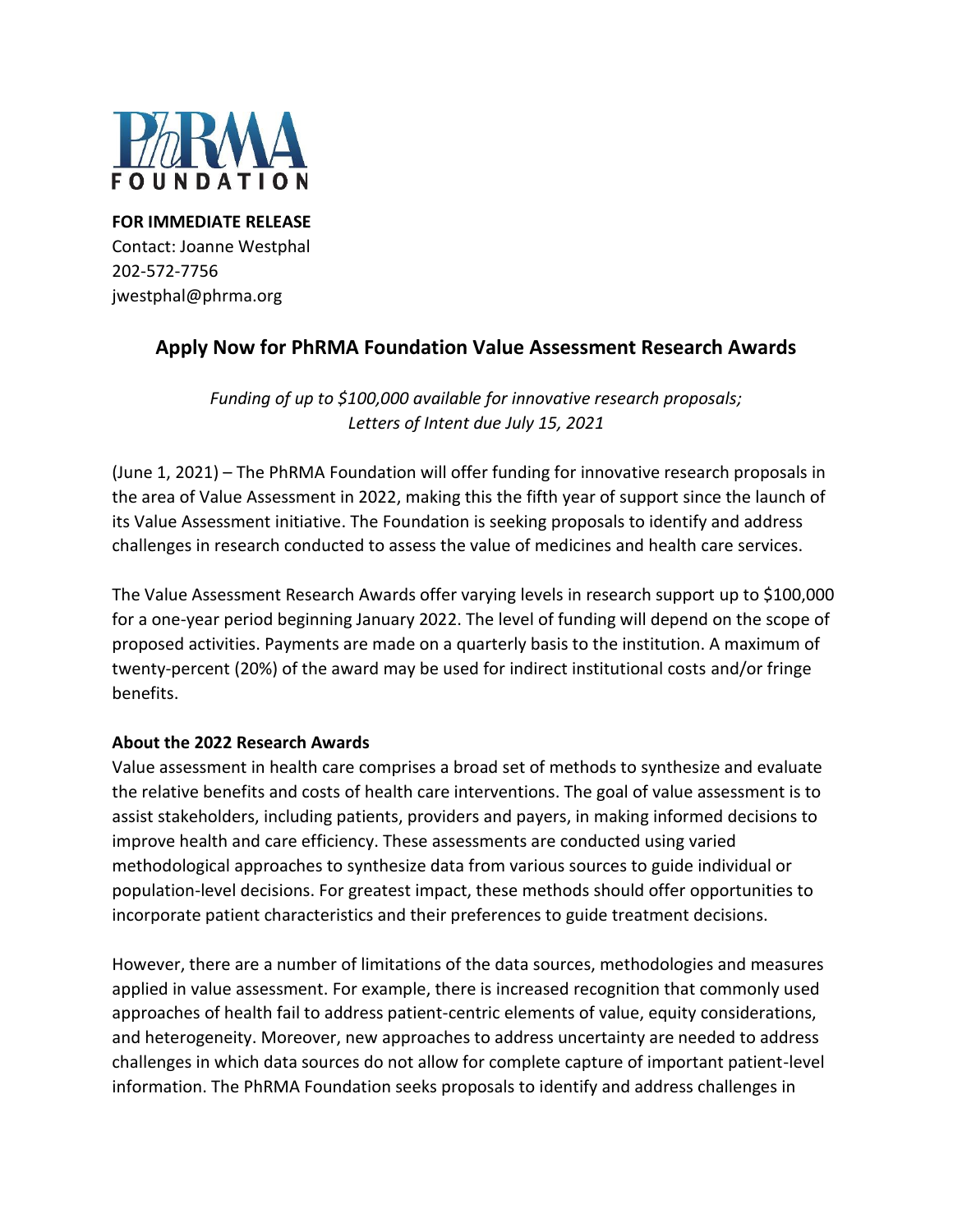PhRMA FOUNDATION

**FOR IMMEDIATE RELEASE**
Contact: Joanne Westphal
202-572-7756
jwestphal@phrma.org

## Apply Now for PhRMA Foundation Value Assessment Research Awards

*Funding of up to $100,000 available for innovative research proposals;*
*Letters of Intent due July 15, 2021*

(June 1, 2021) – The PhRMA Foundation will offer funding for innovative research proposals in the area of Value Assessment in 2022, making this the fifth year of support since the launch of its Value Assessment initiative. The Foundation is seeking proposals to identify and address challenges in research conducted to assess the value of medicines and health care services.

The Value Assessment Research Awards offer varying levels in research support up to $100,000 for a one-year period beginning January 2022. The level of funding will depend on the scope of proposed activities. Payments are made on a quarterly basis to the institution. A maximum of twenty-percent (20%) of the award may be used for indirect institutional costs and/or fringe benefits.

**About the 2022 Research Awards**

Value assessment in health care comprises a broad set of methods to synthesize and evaluate the relative benefits and costs of health care interventions. The goal of value assessment is to assist stakeholders, including patients, providers and payers, in making informed decisions to improve health and care efficiency. These assessments are conducted using varied methodological approaches to synthesize data from various sources to guide individual or population-level decisions. For greatest impact, these methods should offer opportunities to incorporate patient characteristics and their preferences to guide treatment decisions.

However, there are a number of limitations of the data sources, methodologies and measures applied in value assessment. For example, there is increased recognition that commonly used approaches of health fail to address patient-centric elements of value, equity considerations, and heterogeneity. Moreover, new approaches to address uncertainty are needed to address challenges in which data sources do not allow for complete capture of important patient-level information. The PhRMA Foundation seeks proposals to identify and address challenges in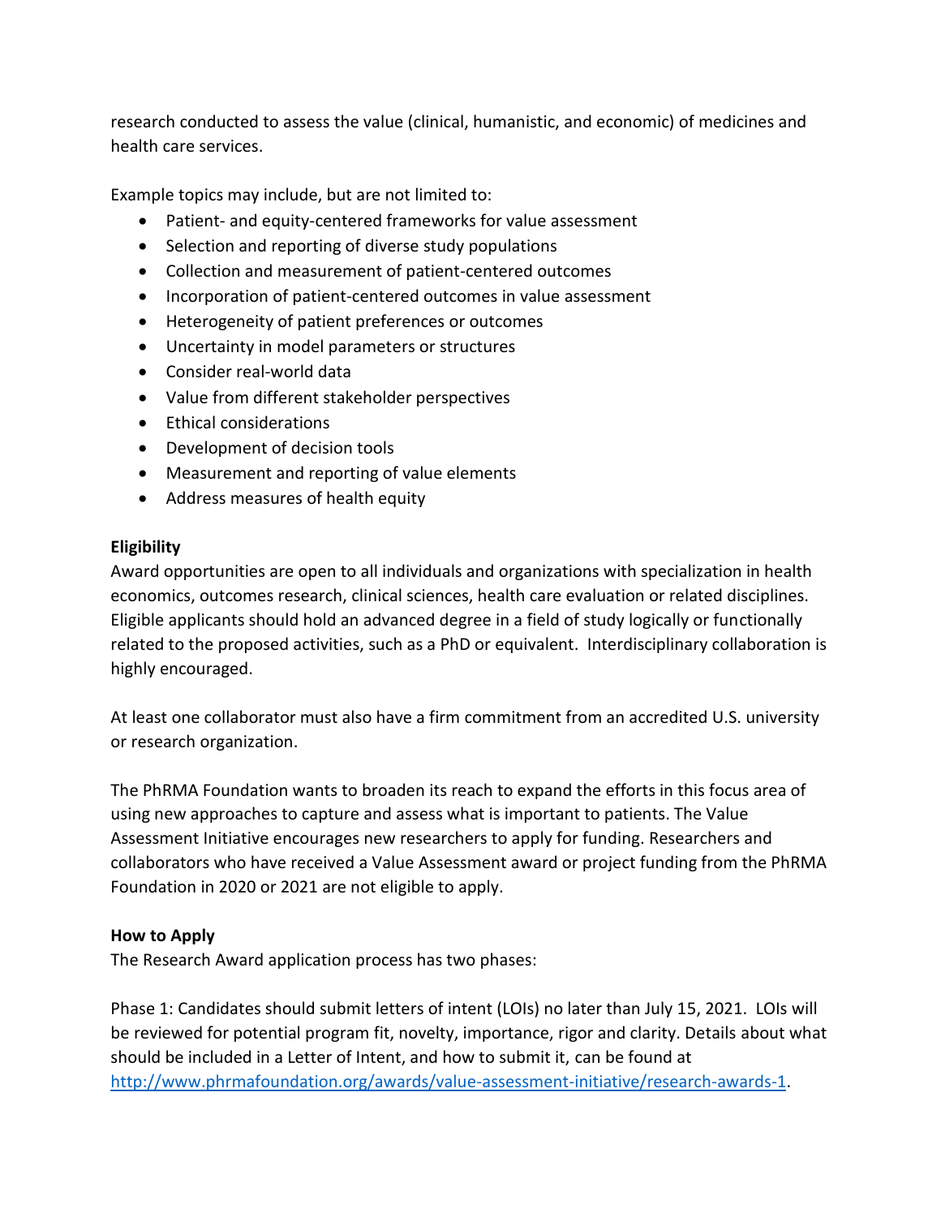research conducted to assess the value (clinical, humanistic, and economic) of medicines and health care services.

Example topics may include, but are not limited to:

- Patient- and equity-centered frameworks for value assessment
- Selection and reporting of diverse study populations
- Collection and measurement of patient-centered outcomes
- Incorporation of patient-centered outcomes in value assessment
- Heterogeneity of patient preferences or outcomes
- Uncertainty in model parameters or structures
- Consider real-world data
- Value from different stakeholder perspectives
- Ethical considerations
- Development of decision tools
- Measurement and reporting of value elements
- Address measures of health equity

**Eligibility**

Award opportunities are open to all individuals and organizations with specialization in health economics, outcomes research, clinical sciences, health care evaluation or related disciplines. Eligible applicants should hold an advanced degree in a field of study logically or functionally related to the proposed activities, such as a PhD or equivalent. Interdisciplinary collaboration is highly encouraged.

At least one collaborator must also have a firm commitment from an accredited U.S. university or research organization.

The PhRMA Foundation wants to broaden its reach to expand the efforts in this focus area of using new approaches to capture and assess what is important to patients. The Value Assessment Initiative encourages new researchers to apply for funding. Researchers and collaborators who have received a Value Assessment award or project funding from the PhRMA Foundation in 2020 or 2021 are not eligible to apply.

**How to Apply**

The Research Award application process has two phases:

Phase 1: Candidates should submit letters of intent (LOIs) no later than July 15, 2021. LOIs will be reviewed for potential program fit, novelty, importance, rigor and clarity. Details about what should be included in a Letter of Intent, and how to submit it, can be found at [http://www.phrmafoundation.org/awards/value-assessment-initiative/research-awards-1](http://www.phrmafoundation.org/awards/value-assessment-initiative/research-awards-1).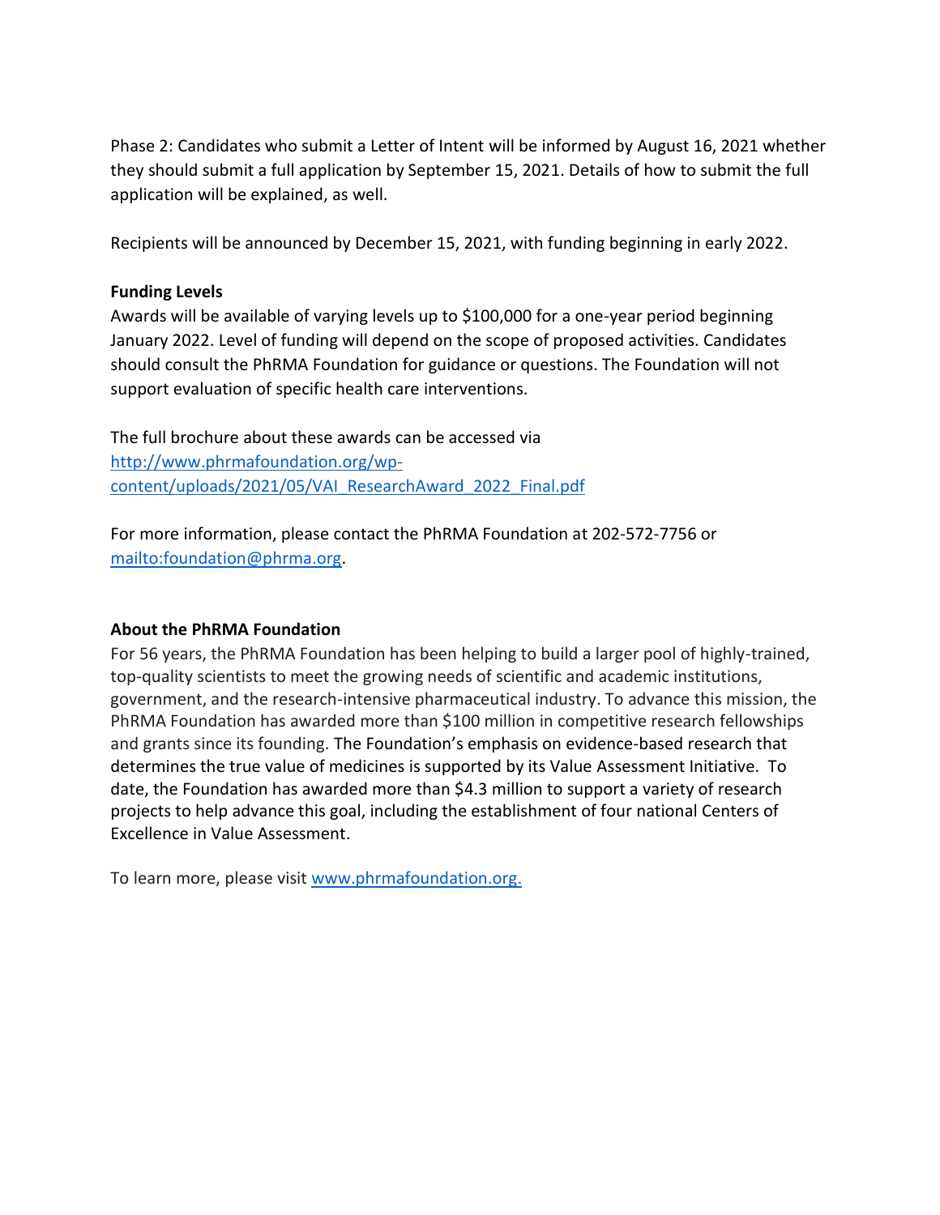Phase 2: Candidates who submit a Letter of Intent will be informed by August 16, 2021 whether they should submit a full application by September 15, 2021. Details of how to submit the full application will be explained, as well.

Recipients will be announced by December 15, 2021, with funding beginning in early 2022.

**Funding Levels**

Awards will be available of varying levels up to $100,000 for a one-year period beginning January 2022. Level of funding will depend on the scope of proposed activities. Candidates should consult the PhRMA Foundation for guidance or questions. The Foundation will not support evaluation of specific health care interventions.

The full brochure about these awards can be accessed via [http://www.phrmafoundation.org/wp-content/uploads/2021/05/VAI_ResearchAward_2022_Final.pdf](http://www.phrmafoundation.org/wp-content/uploads/2021/05/VAI_ResearchAward_2022_Final.pdf)

For more information, please contact the PhRMA Foundation at 202-572-7756 or [mailto:foundation@phrma.org](mailto:foundation@phrma.org).

**About the PhRMA Foundation**

For 56 years, the PhRMA Foundation has been helping to build a larger pool of highly-trained, top-quality scientists to meet the growing needs of scientific and academic institutions, government, and the research-intensive pharmaceutical industry. To advance this mission, the PhRMA Foundation has awarded more than $100 million in competitive research fellowships and grants since its founding. The Foundation's emphasis on evidence-based research that determines the true value of medicines is supported by its Value Assessment Initiative. To date, the Foundation has awarded more than $4.3 million to support a variety of research projects to help advance this goal, including the establishment of four national Centers of Excellence in Value Assessment.

To learn more, please visit [www.phrmafoundation.org.](http://www.phrmafoundation.org)